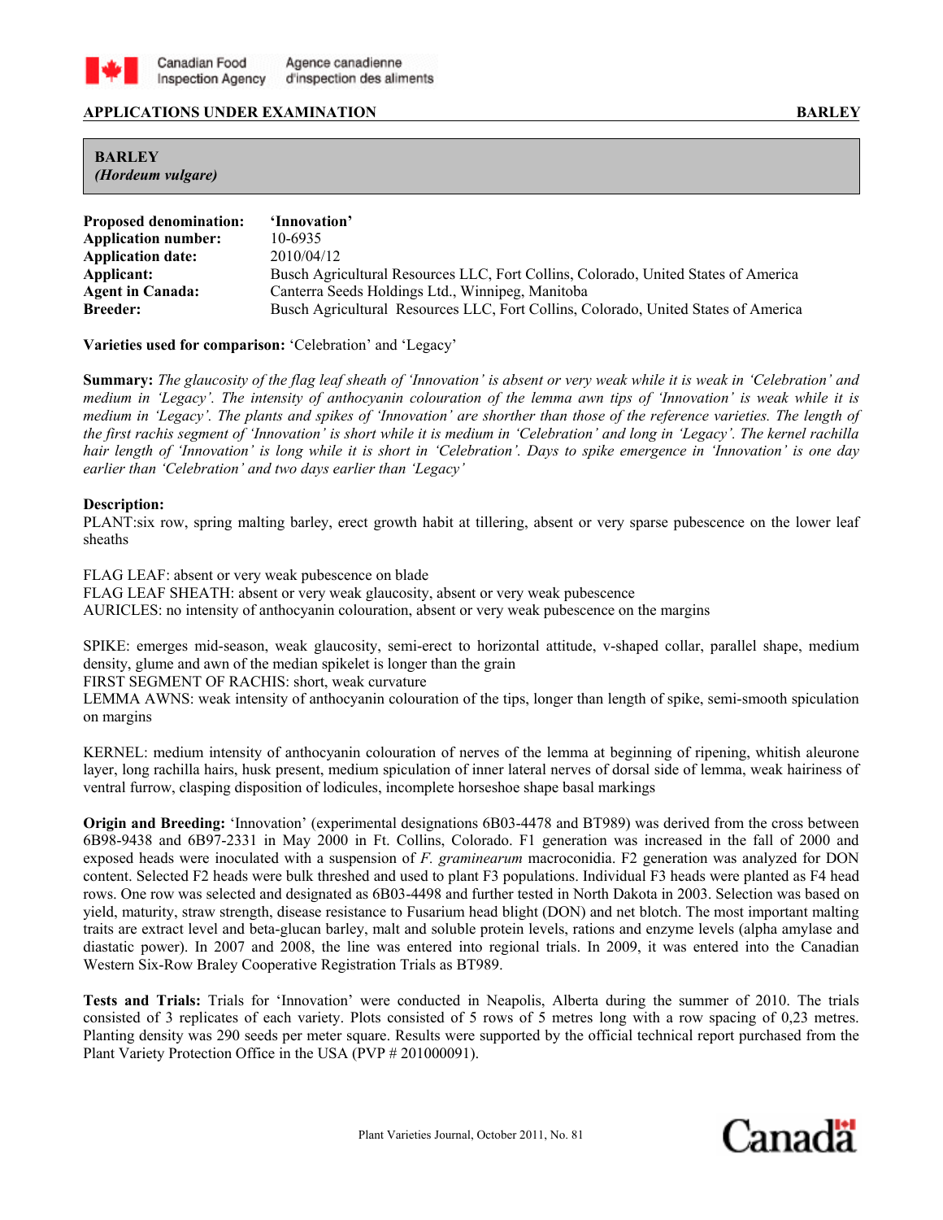**APPLICATIONS UNDER EXAMINATION** **BARLEY**

## BARLEY
*(Hordeum vulgare)*

| | |
|---|---|
| **Proposed denomination:** | **'Innovation'** |
| **Application number:** | 10-6935 |
| **Application date:** | 2010/04/12 |
| **Applicant:** | Busch Agricultural Resources LLC, Fort Collins, Colorado, United States of America |
| **Agent in Canada:** | Canterra Seeds Holdings Ltd., Winnipeg, Manitoba |
| **Breeder:** | Busch Agricultural Resources LLC, Fort Collins, Colorado, United States of America |

**Varieties used for comparison:** 'Celebration' and 'Legacy'

**Summary:** *The glaucosity of the flag leaf sheath of 'Innovation' is absent or very weak while it is weak in 'Celebration' and medium in 'Legacy'. The intensity of anthocyanin colouration of the lemma awn tips of 'Innovation' is weak while it is medium in 'Legacy'. The plants and spikes of 'Innovation' are shorter than those of the reference varieties. The length of the first rachis segment of 'Innovation' is short while it is medium in 'Celebration' and long in 'Legacy'. The kernel rachilla hair length of 'Innovation' is long while it is short in 'Celebration'. Days to spike emergence in 'Innovation' is one day earlier than 'Celebration' and two days earlier than 'Legacy'*

**Description:**

PLANT:six row, spring malting barley, erect growth habit at tillering, absent or very sparse pubescence on the lower leaf sheaths

FLAG LEAF: absent or very weak pubescence on blade
FLAG LEAF SHEATH: absent or very weak glaucosity, absent or very weak pubescence
AURICLES: no intensity of anthocyanin colouration, absent or very weak pubescence on the margins

SPIKE: emerges mid-season, weak glaucosity, semi-erect to horizontal attitude, v-shaped collar, parallel shape, medium density, glume and awn of the median spikelet is longer than the grain
FIRST SEGMENT OF RACHIS: short, weak curvature
LEMMA AWNS: weak intensity of anthocyanin colouration of the tips, longer than length of spike, semi-smooth spiculation on margins

KERNEL: medium intensity of anthocyanin colouration of nerves of the lemma at beginning of ripening, whitish aleurone layer, long rachilla hairs, husk present, medium spiculation of inner lateral nerves of dorsal side of lemma, weak hairiness of ventral furrow, clasping disposition of lodicules, incomplete horseshoe shape basal markings

**Origin and Breeding:** 'Innovation' (experimental designations 6B03-4478 and BT989) was derived from the cross between 6B98-9438 and 6B97-2331 in May 2000 in Ft. Collins, Colorado. F1 generation was increased in the fall of 2000 and exposed heads were inoculated with a suspension of *F. graminearum* macroconidia. F2 generation was analyzed for DON content. Selected F2 heads were bulk threshed and used to plant F3 populations. Individual F3 heads were planted as F4 head rows. One row was selected and designated as 6B03-4498 and further tested in North Dakota in 2003. Selection was based on yield, maturity, straw strength, disease resistance to Fusarium head blight (DON) and net blotch. The most important malting traits are extract level and beta-glucan barley, malt and soluble protein levels, rations and enzyme levels (alpha amylase and diastatic power). In 2007 and 2008, the line was entered into regional trials. In 2009, it was entered into the Canadian Western Six-Row Braley Cooperative Registration Trials as BT989.

**Tests and Trials:** Trials for 'Innovation' were conducted in Neapolis, Alberta during the summer of 2010. The trials consisted of 3 replicates of each variety. Plots consisted of 5 rows of 5 metres long with a row spacing of 0,23 metres. Planting density was 290 seeds per meter square. Results were supported by the official technical report purchased from the Plant Variety Protection Office in the USA (PVP # 201000091).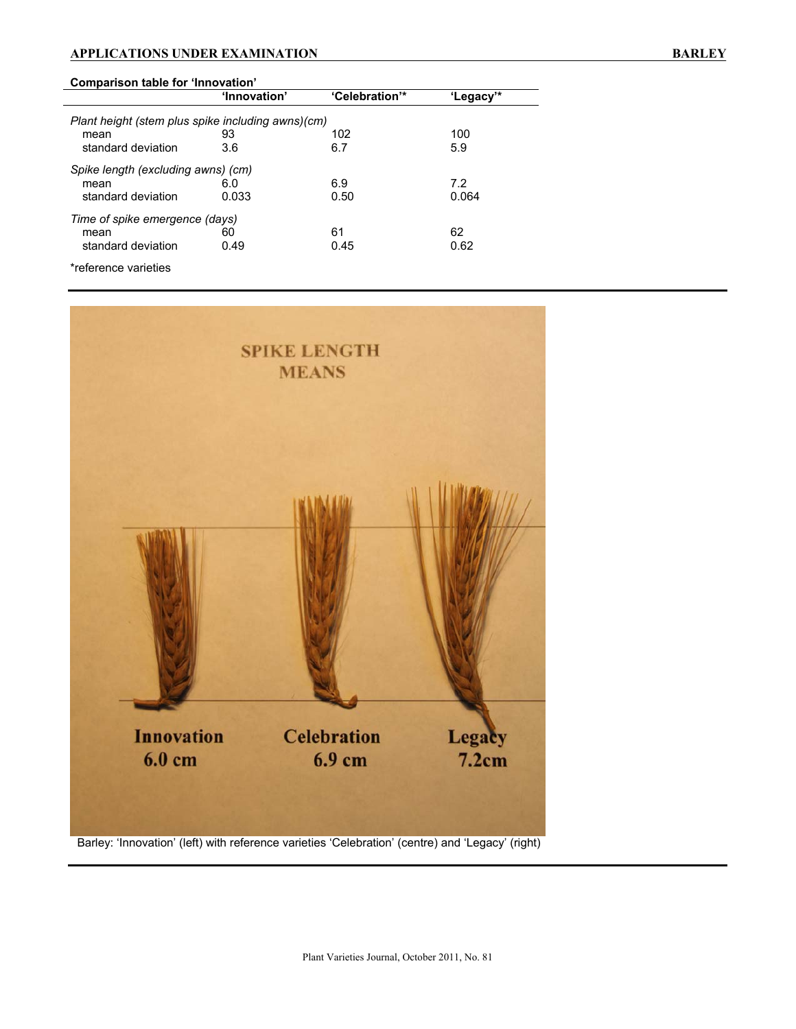**Comparison table for 'Innovation'**

| | 'Innovation' | 'Celebration'* | 'Legacy'* |
|---|---|---|---|
| *Plant height (stem plus spike including awns)(cm)* | | | |
| mean | 93 | 102 | 100 |
| standard deviation | 3.6 | 6.7 | 5.9 |
| *Spike length (excluding awns) (cm)* | | | |
| mean | 6.0 | 6.9 | 7.2 |
| standard deviation | 0.033 | 0.50 | 0.064 |
| *Time of spike emergence (days)* | | | |
| mean | 60 | 61 | 62 |
| standard deviation | 0.49 | 0.45 | 0.62 |

*reference varieties

SPIKE LENGTH
MEANS

Innovation
6.0 cm

Celebration
6.9 cm

Legacy
7.2cm

Barley: 'Innovation' (left) with reference varieties 'Celebration' (centre) and 'Legacy' (right)